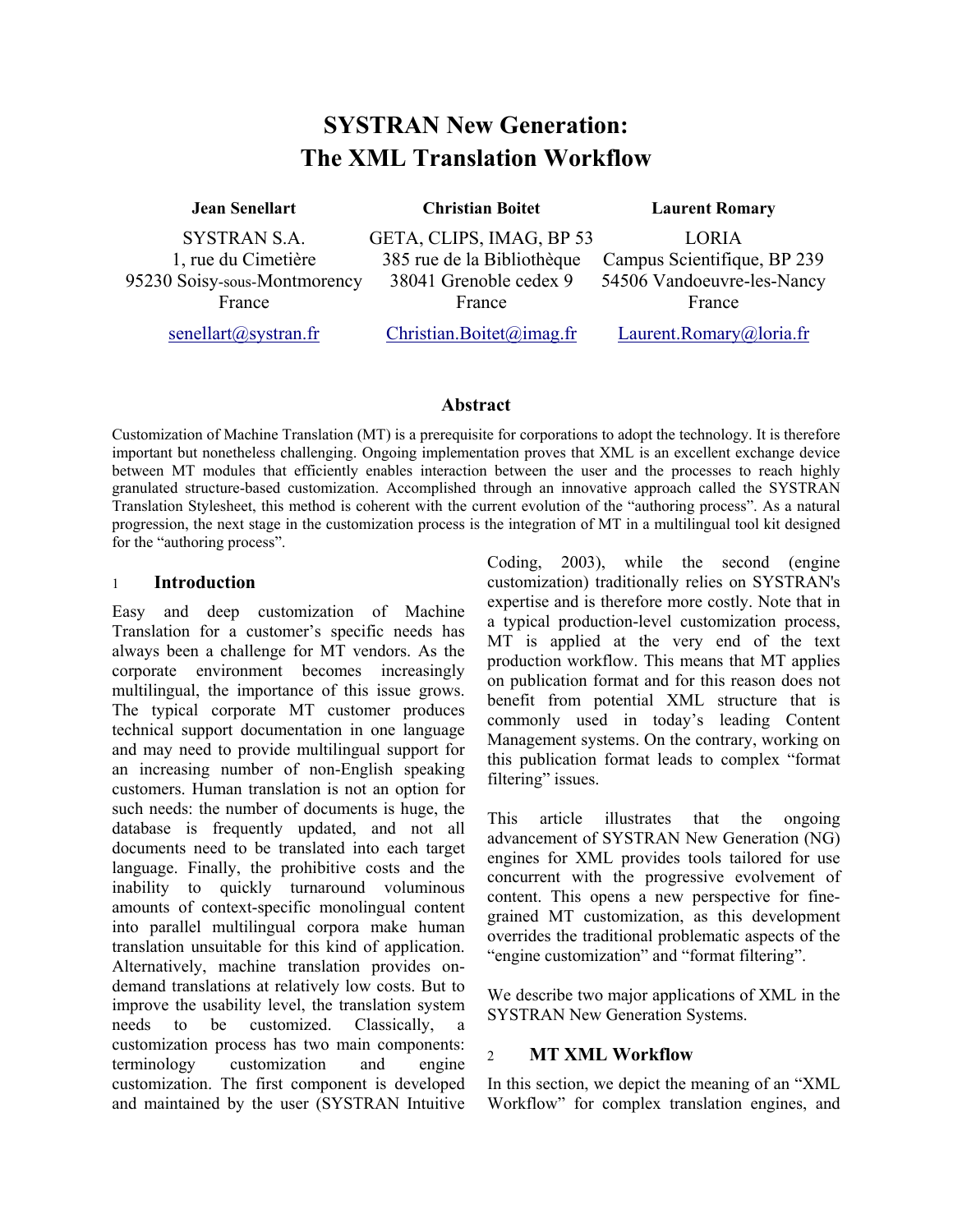# SYSTRAN New Generation: The XML Translation Workflow

**Jean Senellart**
SYSTRAN S.A.
1, rue du Cimetière
95230 Soisy-sous-Montmorency
France
senellart@systran.fr

**Christian Boitet**
GETA, CLIPS, IMAG, BP 53
385 rue de la Bibliothèque
38041 Grenoble cedex 9
France
Christian.Boitet@imag.fr

**Laurent Romary**
LORIA
Campus Scientifique, BP 239
54506 Vandoeuvre-les-Nancy
France
Laurent.Romary@loria.fr

## Abstract

Customization of Machine Translation (MT) is a prerequisite for corporations to adopt the technology. It is therefore important but nonetheless challenging. Ongoing implementation proves that XML is an excellent exchange device between MT modules that efficiently enables interaction between the user and the processes to reach highly granulated structure-based customization. Accomplished through an innovative approach called the SYSTRAN Translation Stylesheet, this method is coherent with the current evolution of the "authoring process". As a natural progression, the next stage in the customization process is the integration of MT in a multilingual tool kit designed for the "authoring process".

## 1 Introduction

Easy and deep customization of Machine Translation for a customer's specific needs has always been a challenge for MT vendors. As the corporate environment becomes increasingly multilingual, the importance of this issue grows. The typical corporate MT customer produces technical support documentation in one language and may need to provide multilingual support for an increasing number of non-English speaking customers. Human translation is not an option for such needs: the number of documents is huge, the database is frequently updated, and not all documents need to be translated into each target language. Finally, the prohibitive costs and the inability to quickly turnaround voluminous amounts of context-specific monolingual content into parallel multilingual corpora make human translation unsuitable for this kind of application. Alternatively, machine translation provides on-demand translations at relatively low costs. But to improve the usability level, the translation system needs to be customized. Classically, a customization process has two main components: terminology customization and engine customization. The first component is developed and maintained by the user (SYSTRAN Intuitive Coding, 2003), while the second (engine customization) traditionally relies on SYSTRAN's expertise and is therefore more costly. Note that in a typical production-level customization process, MT is applied at the very end of the text production workflow. This means that MT applies on publication format and for this reason does not benefit from potential XML structure that is commonly used in today's leading Content Management systems. On the contrary, working on this publication format leads to complex "format filtering" issues.

This article illustrates that the ongoing advancement of SYSTRAN New Generation (NG) engines for XML provides tools tailored for use concurrent with the progressive evolvement of content. This opens a new perspective for fine-grained MT customization, as this development overrides the traditional problematic aspects of the "engine customization" and "format filtering".

We describe two major applications of XML in the SYSTRAN New Generation Systems.

## 2 MT XML Workflow

In this section, we depict the meaning of an "XML Workflow" for complex translation engines, and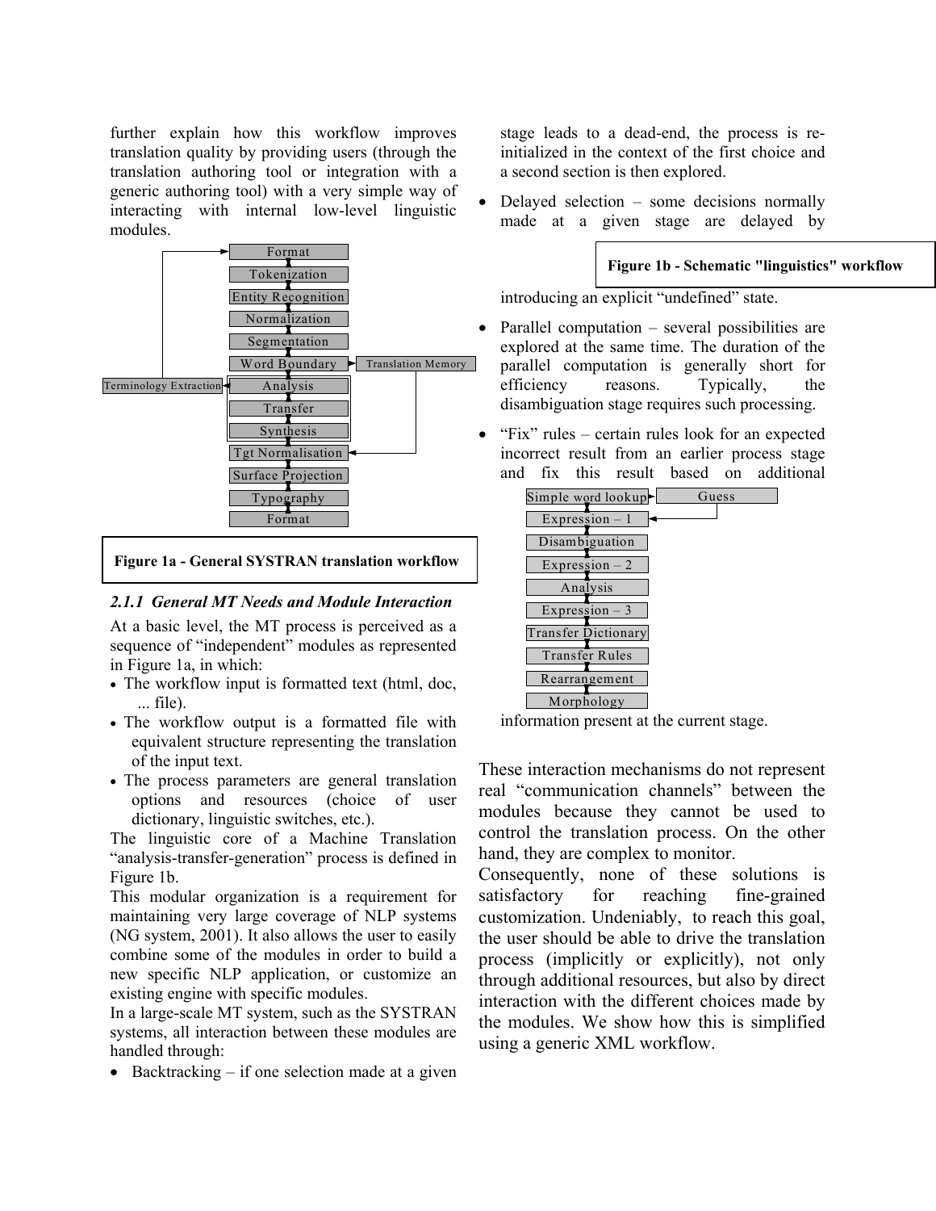further explain how this workflow improves translation quality by providing users (through the translation authoring tool or integration with a generic authoring tool) with a very simple way of interacting with internal low-level linguistic modules.

**Figure 1a - General SYSTRAN translation workflow**

### 2.1.1 General MT Needs and Module Interaction

At a basic level, the MT process is perceived as a sequence of "independent" modules as represented in Figure 1a, in which:

- The workflow input is formatted text (html, doc, ... file).
- The workflow output is a formatted file with equivalent structure representing the translation of the input text.
- The process parameters are general translation options and resources (choice of user dictionary, linguistic switches, etc.).

The linguistic core of a Machine Translation "analysis-transfer-generation" process is defined in Figure 1b.

This modular organization is a requirement for maintaining very large coverage of NLP systems (NG system, 2001). It also allows the user to easily combine some of the modules in order to build a new specific NLP application, or customize an existing engine with specific modules.

In a large-scale MT system, such as the SYSTRAN systems, all interaction between these modules are handled through:

- Backtracking – if one selection made at a given stage leads to a dead-end, the process is re-initialized in the context of the first choice and a second section is then explored.
- Delayed selection – some decisions normally made at a given stage are delayed by introducing an explicit "undefined" state.
- Parallel computation – several possibilities are explored at the same time. The duration of the parallel computation is generally short for efficiency reasons. Typically, the disambiguation stage requires such processing.
- "Fix" rules – certain rules look for an expected incorrect result from an earlier process stage and fix this result based on additional information present at the current stage.

**Figure 1b - Schematic "linguistics" workflow**

These interaction mechanisms do not represent real "communication channels" between the modules because they cannot be used to control the translation process. On the other hand, they are complex to monitor.

Consequently, none of these solutions is satisfactory for reaching fine-grained customization. Undeniably, to reach this goal, the user should be able to drive the translation process (implicitly or explicitly), not only through additional resources, but also by direct interaction with the different choices made by the modules. We show how this is simplified using a generic XML workflow.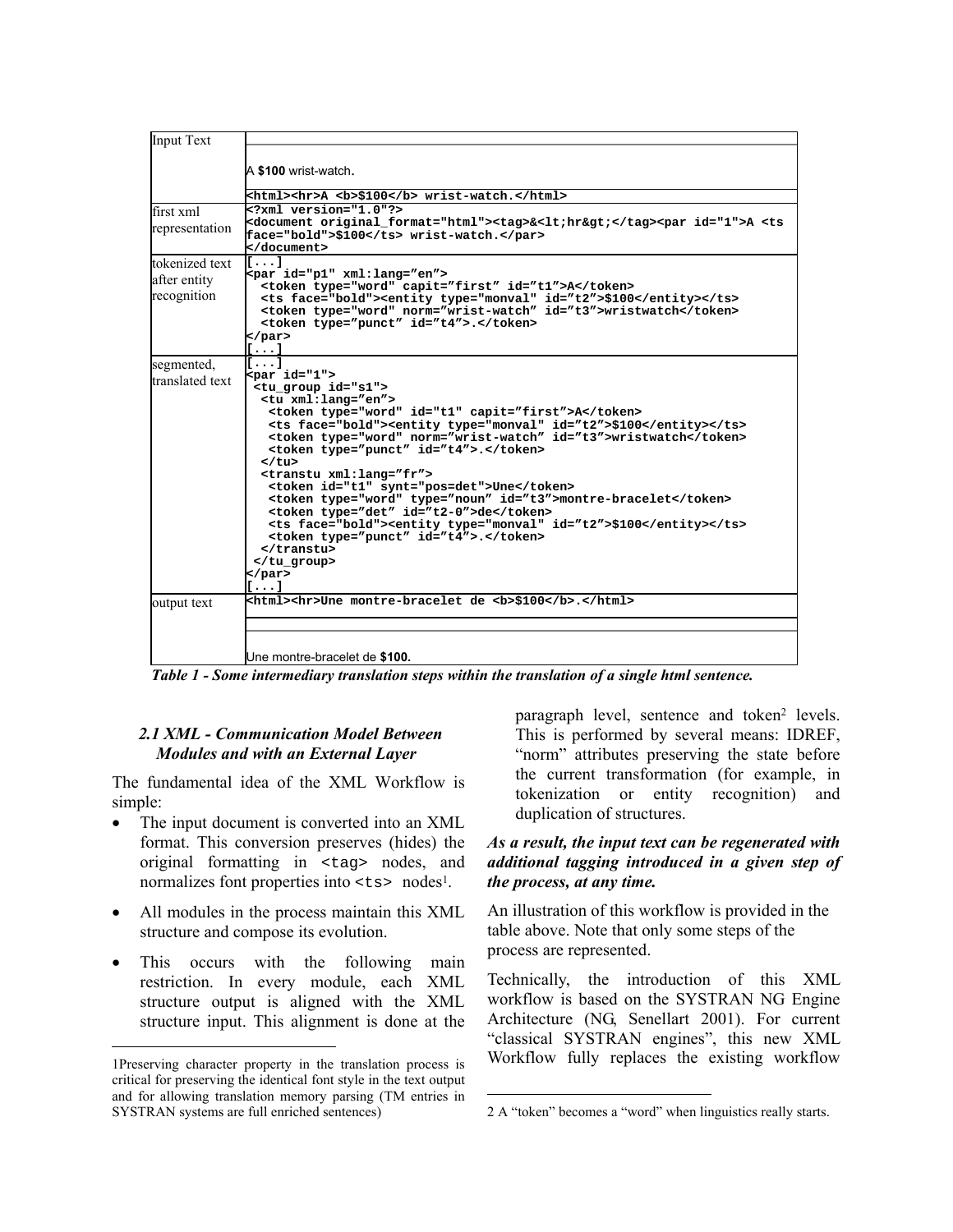<table>
<tr><td>Input Text</td><td>A <b>$100</b> wrist-watch.<br><br><code>&lt;html&gt;&lt;hr&gt;A &lt;b&gt;$100&lt;/b&gt; wrist-watch.&lt;/html&gt;</code></td></tr>
<tr><td>first xml representation</td><td><pre>&lt;?xml version="1.0"?&gt;
&lt;document original_format="html"&gt;&lt;tag&gt;&amp;&lt;lt;hr&amp;gt;&lt;/tag&gt;&lt;par id="1"&gt;A &lt;ts
face="bold"&gt;$100&lt;/ts&gt; wrist-watch.&lt;/par&gt;
&lt;/document&gt;</pre></td></tr>
<tr><td>tokenized text after entity recognition</td><td><pre>[...]
&lt;par id="p1" xml:lang="en"&gt;
  &lt;token type="word" capit="first" id="t1"&gt;A&lt;/token&gt;
  &lt;ts face="bold"&gt;&lt;entity type="monval" id="t2"&gt;$100&lt;/entity&gt;&lt;/ts&gt;
  &lt;token type="word" norm="wrist-watch" id="t3"&gt;wristwatch&lt;/token&gt;
  &lt;token type="punct" id="t4"&gt;.&lt;/token&gt;
&lt;/par&gt;
[...]</pre></td></tr>
<tr><td>segmented, translated text</td><td><pre>[...]
&lt;par id="1"&gt;
 &lt;tu_group id="s1"&gt;
  &lt;tu xml:lang="en"&gt;
   &lt;token type="word" id="t1" capit="first"&gt;A&lt;/token&gt;
   &lt;ts face="bold"&gt;&lt;entity type="monval" id="t2"&gt;$100&lt;/entity&gt;&lt;/ts&gt;
   &lt;token type="word" norm="wrist-watch" id="t3"&gt;wristwatch&lt;/token&gt;
   &lt;token type="punct" id="t4"&gt;.&lt;/token&gt;
  &lt;/tu&gt;
  &lt;transtu xml:lang="fr"&gt;
   &lt;token id="t1" synt="pos=det"&gt;Une&lt;/token&gt;
   &lt;token type="word" type="noun" id="t3"&gt;montre-bracelet&lt;/token&gt;
   &lt;token type="det" id="t2-0"&gt;de&lt;/token&gt;
   &lt;ts face="bold"&gt;&lt;entity type="monval" id="t2"&gt;$100&lt;/entity&gt;&lt;/ts&gt;
   &lt;token type="punct" id="t4"&gt;.&lt;/token&gt;
  &lt;/transtu&gt;
 &lt;/tu_group&gt;
&lt;/par&gt;
[...]</pre></td></tr>
<tr><td>output text</td><td><code>&lt;html&gt;&lt;hr&gt;Une montre-bracelet de &lt;b&gt;$100&lt;/b&gt;.&lt;/html&gt;</code><br><br>Une montre-bracelet de <b>$100.</b></td></tr>
</table>

***Table 1 - Some intermediary translation steps within the translation of a single html sentence.***

### *2.1 XML - Communication Model Between Modules and with an External Layer*

The fundamental idea of the XML Workflow is simple:

- The input document is converted into an XML format. This conversion preserves (hides) the original formatting in `<tag>` nodes, and normalizes font properties into `<ts>` nodes[1].
- All modules in the process maintain this XML structure and compose its evolution.
- This occurs with the following main restriction. In every module, each XML structure output is aligned with the XML structure input. This alignment is done at the paragraph level, sentence and token[2] levels. This is performed by several means: IDREF, "norm" attributes preserving the state before the current transformation (for example, in tokenization or entity recognition) and duplication of structures.

***As a result, the input text can be regenerated with additional tagging introduced in a given step of the process, at any time.***

An illustration of this workflow is provided in the table above. Note that only some steps of the process are represented.

Technically, the introduction of this XML workflow is based on the SYSTRAN NG Engine Architecture (NG, Senellart 2001). For current "classical SYSTRAN engines", this new XML Workflow fully replaces the existing workflow

---

1Preserving character property in the translation process is critical for preserving the identical font style in the text output and for allowing translation memory parsing (TM entries in SYSTRAN systems are full enriched sentences)

2 A "token" becomes a "word" when linguistics really starts.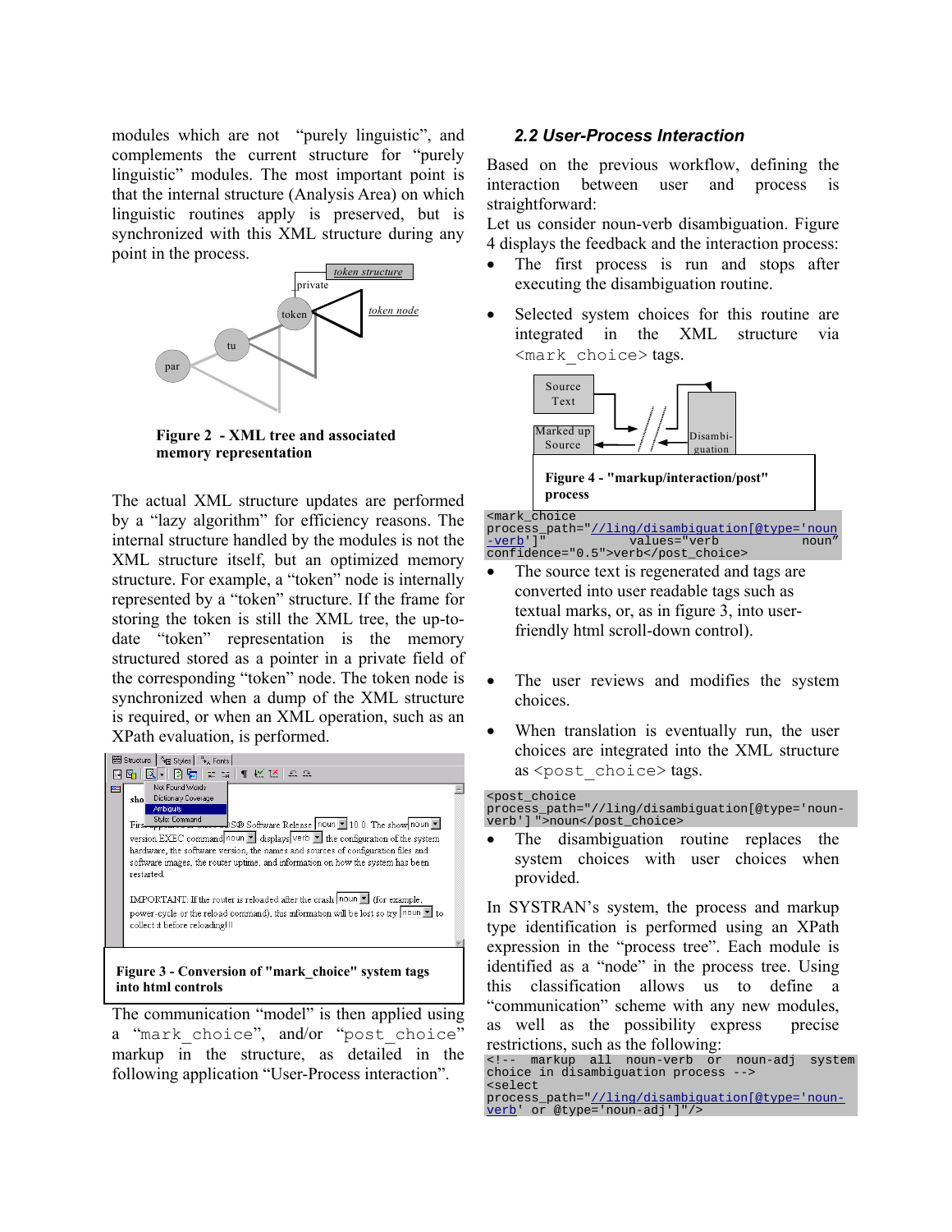modules which are not "purely linguistic", and complements the current structure for "purely linguistic" modules. The most important point is that the internal structure (Analysis Area) on which linguistic routines apply is preserved, but is synchronized with this XML structure during any point in the process.

**Figure 2 - XML tree and associated memory representation**

The actual XML structure updates are performed by a "lazy algorithm" for efficiency reasons. The internal structure handled by the modules is not the XML structure itself, but an optimized memory structure. For example, a "token" node is internally represented by a "token" structure. If the frame for storing the token is still the XML tree, the up-to-date "token" representation is the memory structured stored as a pointer in a private field of the corresponding "token" node. The token node is synchronized when a dump of the XML structure is required, or when an XML operation, such as an XPath evaluation, is performed.

**Figure 3 - Conversion of "mark_choice" system tags into html controls**

The communication "model" is then applied using a "`mark_choice`", and/or "`post_choice`" markup in the structure, as detailed in the following application "User-Process interaction".

### *2.2 User-Process Interaction*

Based on the previous workflow, defining the interaction between user and process is straightforward:

Let us consider noun-verb disambiguation. Figure 4 displays the feedback and the interaction process:

- The first process is run and stops after executing the disambiguation routine.
- Selected system choices for this routine are integrated in the XML structure via `<mark_choice>` tags.

**Figure 4 - "markup/interaction/post" process**

```
<mark_choice
process_path="//ling/disambiguation[@type='noun-verb']"         values="verb          noun"
confidence="0.5">verb</post_choice>
```

- The source text is regenerated and tags are converted into user readable tags such as textual marks, or, as in figure 3, into user-friendly html scroll-down control).
- The user reviews and modifies the system choices.
- When translation is eventually run, the user choices are integrated into the XML structure as `<post_choice>` tags.

```
<post_choice
process_path="//ling/disambiguation[@type='noun-verb']">noun</post_choice>
```

- The disambiguation routine replaces the system choices with user choices when provided.

In SYSTRAN's system, the process and markup type identification is performed using an XPath expression in the "process tree". Each module is identified as a "node" in the process tree. Using this classification allows us to define a "communication" scheme with any new modules, as well as the possibility express precise restrictions, such as the following:

```
<!-- markup all noun-verb or noun-adj system choice in disambiguation process -->
<select
process_path="//ling/disambiguation[@type='noun-verb' or @type='noun-adj']"/>
```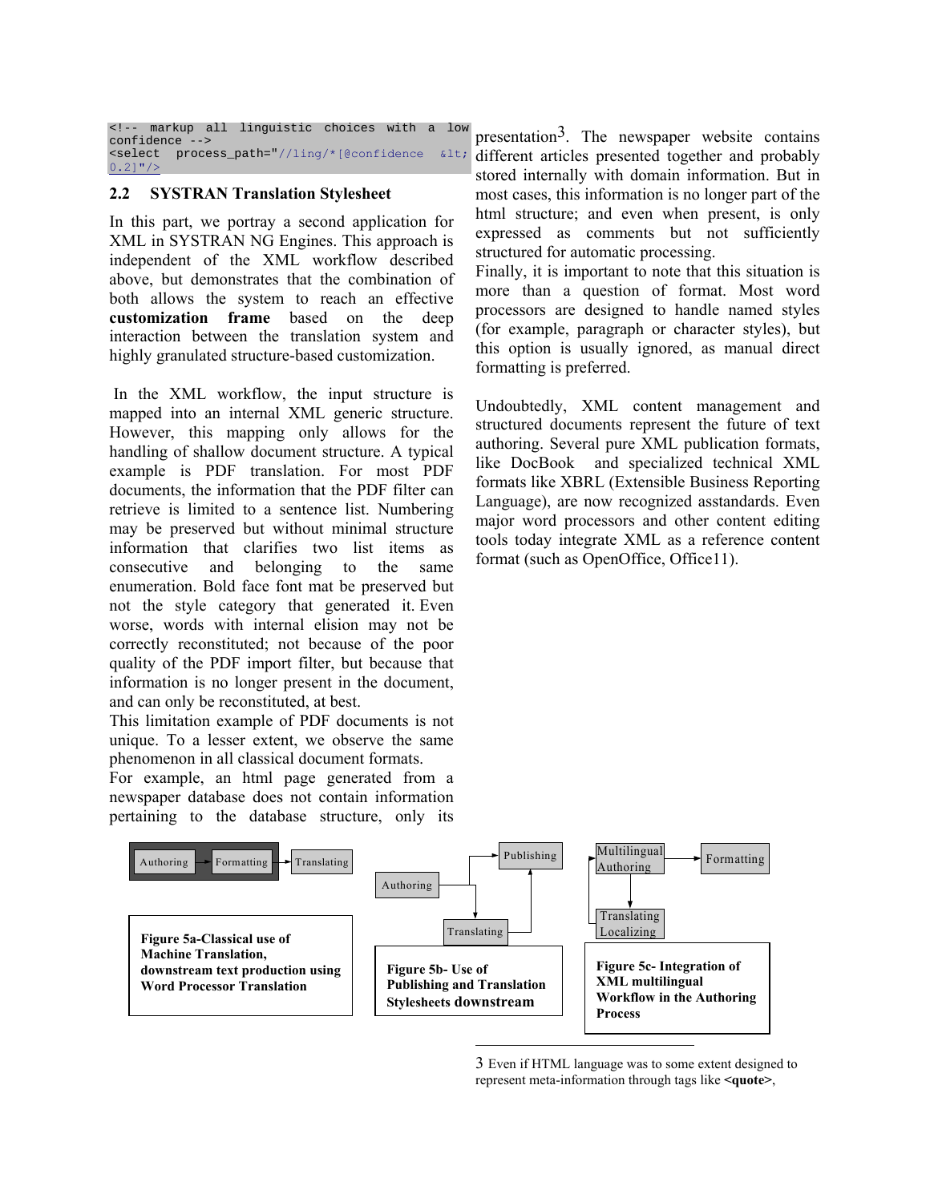```
<!-- markup all linguistic choices with a low confidence -->
<select process_path="//ling/*[@confidence &lt; 0.2]"/>
```

## 2.2 SYSTRAN Translation Stylesheet

In this part, we portray a second application for XML in SYSTRAN NG Engines. This approach is independent of the XML workflow described above, but demonstrates that the combination of both allows the system to reach an effective **customization frame** based on the deep interaction between the translation system and highly granulated structure-based customization.

In the XML workflow, the input structure is mapped into an internal XML generic structure. However, this mapping only allows for the handling of shallow document structure. A typical example is PDF translation. For most PDF documents, the information that the PDF filter can retrieve is limited to a sentence list. Numbering may be preserved but without minimal structure information that clarifies two list items as consecutive and belonging to the same enumeration. Bold face font mat be preserved but not the style category that generated it. Even worse, words with internal elision may not be correctly reconstituted; not because of the poor quality of the PDF import filter, but because that information is no longer present in the document, and can only be reconstituted, at best.

This limitation example of PDF documents is not unique. To a lesser extent, we observe the same phenomenon in all classical document formats.

For example, an html page generated from a newspaper database does not contain information pertaining to the database structure, only its presentation[3]. The newspaper website contains different articles presented together and probably stored internally with domain information. But in most cases, this information is no longer part of the html structure; and even when present, is only expressed as comments but not sufficiently structured for automatic processing.

Finally, it is important to note that this situation is more than a question of format. Most word processors are designed to handle named styles (for example, paragraph or character styles), but this option is usually ignored, as manual direct formatting is preferred.

Undoubtedly, XML content management and structured documents represent the future of text authoring. Several pure XML publication formats, like DocBook and specialized technical XML formats like XBRL (Extensible Business Reporting Language), are now recognized asstandards. Even major word processors and other content editing tools today integrate XML as a reference content format (such as OpenOffice, Office11).

Authoring → Formatting → Translating

**Figure 5a-Classical use of Machine Translation, downstream text production using Word Processor Translation**

Authoring → Publishing; Authoring → Translating → Publishing

**Figure 5b- Use of Publishing and Translation Stylesheets downstream**

Multilingual Authoring → Formatting; Multilingual Authoring ↔ Translating Localizing

**Figure 5c- Integration of XML multilingual Workflow in the Authoring Process**

[3] Even if HTML language was to some extent designed to represent meta-information through tags like **<quote>**,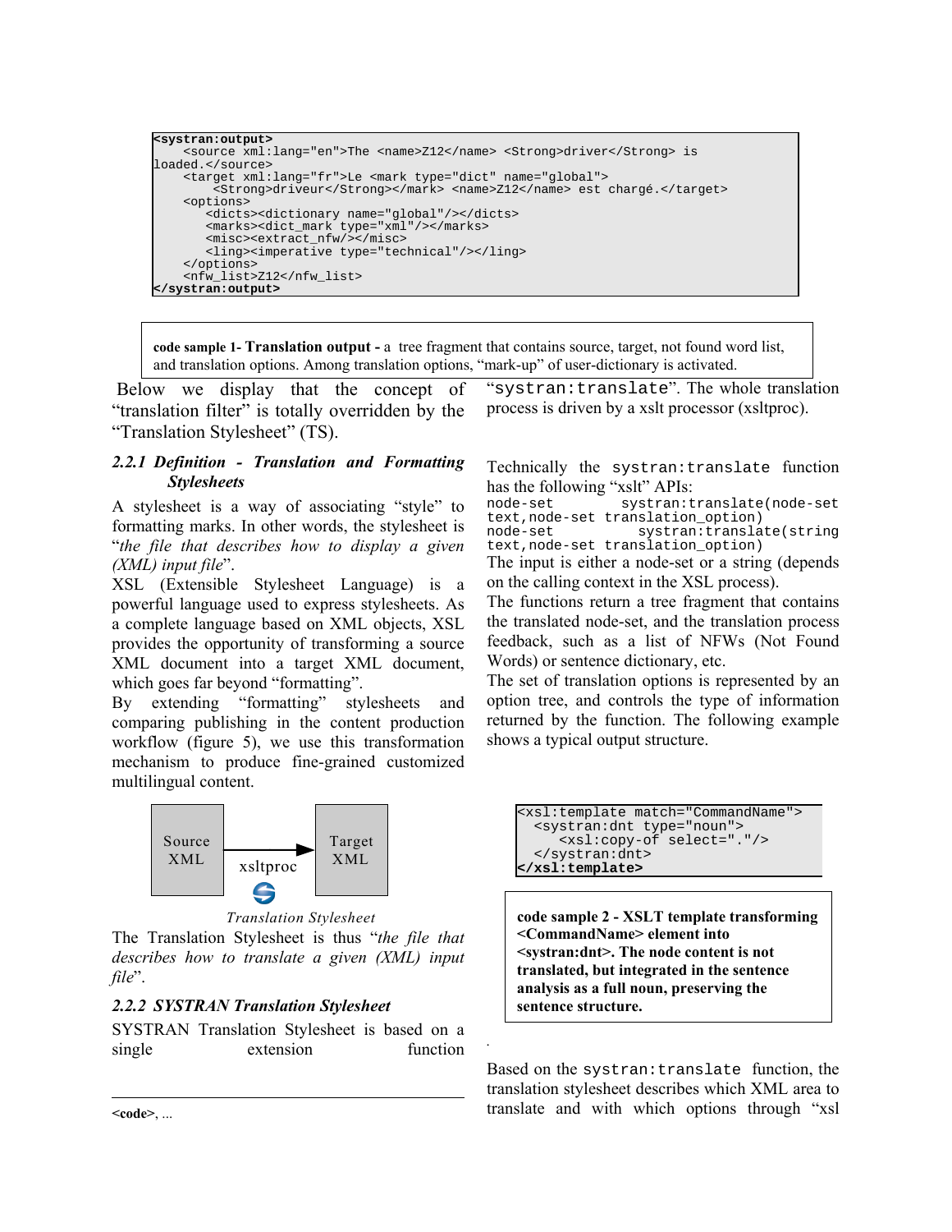```
<systran:output>
    <source xml:lang="en">The <name>Z12</name> <Strong>driver</Strong> is
loaded.</source>
    <target xml:lang="fr">Le <mark type="dict" name="global">
        <Strong>driveur</Strong></mark> <name>Z12</name> est chargé.</target>
    <options>
       <dicts><dictionary name="global"/></dicts>
       <marks><dict_mark type="xml"/></marks>
       <misc><extract_nfw/></misc>
       <ling><imperative type="technical"/></ling>
    </options>
    <nfw_list>Z12</nfw_list>
</systran:output>
```

**code sample 1- Translation output -** a tree fragment that contains source, target, not found word list, and translation options. Among translation options, "mark-up" of user-dictionary is activated.

Below we display that the concept of "translation filter" is totally overridden by the "Translation Stylesheet" (TS).

### *2.2.1 Definition - Translation and Formatting Stylesheets*

A stylesheet is a way of associating "style" to formatting marks. In other words, the stylesheet is "*the file that describes how to display a given (XML) input file*".

XSL (Extensible Stylesheet Language) is a powerful language used to express stylesheets. As a complete language based on XML objects, XSL provides the opportunity of transforming a source XML document into a target XML document, which goes far beyond "formatting".

By extending "formatting" stylesheets and comparing publishing in the content production workflow (figure 5), we use this transformation mechanism to produce fine-grained customized multilingual content.

Source XML → xsltproc → Target XML

*Translation Stylesheet*

The Translation Stylesheet is thus "*the file that describes how to translate a given (XML) input file*".

### *2.2.2 SYSTRAN Translation Stylesheet*

SYSTRAN Translation Stylesheet is based on a single extension function "`systran:translate`". The whole translation process is driven by a xslt processor (xsltproc).

Technically the `systran:translate` function has the following "xslt" APIs:

```
node-set        systran:translate(node-set text,node-set translation_option)
node-set        systran:translate(string text,node-set translation_option)
```

The input is either a node-set or a string (depends on the calling context in the XSL process).

The functions return a tree fragment that contains the translated node-set, and the translation process feedback, such as a list of NFWs (Not Found Words) or sentence dictionary, etc.

The set of translation options is represented by an option tree, and controls the type of information returned by the function. The following example shows a typical output structure.

```
<xsl:template match="CommandName">
  <systran:dnt type="noun">
     <xsl:copy-of select="."/>
  </systran:dnt>
</xsl:template>
```

**code sample 2 - XSLT template transforming <CommandName> element into <systran:dnt>. The node content is not translated, but integrated in the sentence analysis as a full noun, preserving the sentence structure.**

Based on the `systran:translate` function, the translation stylesheet describes which XML area to translate and with which options through "xsl

---

**<code>**, ...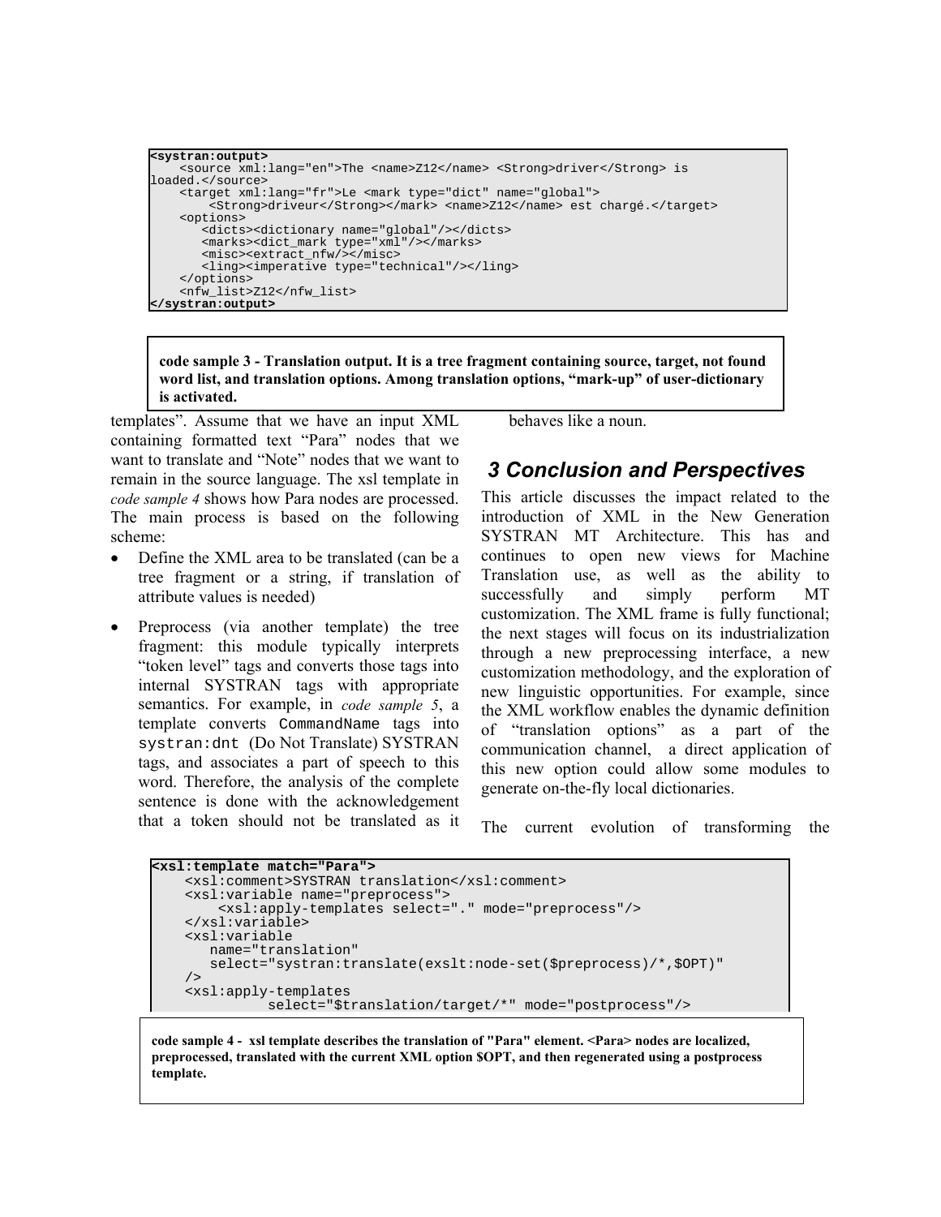```
<systran:output>
    <source xml:lang="en">The <name>Z12</name> <Strong>driver</Strong> is
loaded.</source>
    <target xml:lang="fr">Le <mark type="dict" name="global">
        <Strong>driveur</Strong></mark> <name>Z12</name> est chargé.</target>
    <options>
       <dicts><dictionary name="global"/></dicts>
       <marks><dict_mark type="xml"/></marks>
       <misc><extract_nfw/></misc>
       <ling><imperative type="technical"/></ling>
    </options>
    <nfw_list>Z12</nfw_list>
</systran:output>
```

**code sample 3 - Translation output. It is a tree fragment containing source, target, not found word list, and translation options. Among translation options, "mark-up" of user-dictionary is activated.**

templates". Assume that we have an input XML containing formatted text "Para" nodes that we want to translate and "Note" nodes that we want to remain in the source language. The xsl template in *code sample 4* shows how Para nodes are processed. The main process is based on the following scheme:

- Define the XML area to be translated (can be a tree fragment or a string, if translation of attribute values is needed)
- Preprocess (via another template) the tree fragment: this module typically interprets "token level" tags and converts those tags into internal SYSTRAN tags with appropriate semantics. For example, in *code sample 5*, a template converts `CommandName` tags into `systran:dnt` (Do Not Translate) SYSTRAN tags, and associates a part of speech to this word. Therefore, the analysis of the complete sentence is done with the acknowledgement that a token should not be translated as it behaves like a noun.

## 3 Conclusion and Perspectives

This article discusses the impact related to the introduction of XML in the New Generation SYSTRAN MT Architecture. This has and continues to open new views for Machine Translation use, as well as the ability to successfully and simply perform MT customization. The XML frame is fully functional; the next stages will focus on its industrialization through a new preprocessing interface, a new customization methodology, and the exploration of new linguistic opportunities. For example, since the XML workflow enables the dynamic definition of "translation options" as a part of the communication channel, a direct application of this new option could allow some modules to generate on-the-fly local dictionaries.

The current evolution of transforming the

```
<xsl:template match="Para">
    <xsl:comment>SYSTRAN translation</xsl:comment>
    <xsl:variable name="preprocess">
        <xsl:apply-templates select="." mode="preprocess"/>
    </xsl:variable>
    <xsl:variable
       name="translation"
       select="systran:translate(exslt:node-set($preprocess)/*,$OPT)"
    />
    <xsl:apply-templates
              select="$translation/target/*" mode="postprocess"/>
```

**code sample 4 - xsl template describes the translation of "Para" element. <Para> nodes are localized, preprocessed, translated with the current XML option $OPT, and then regenerated using a postprocess template.**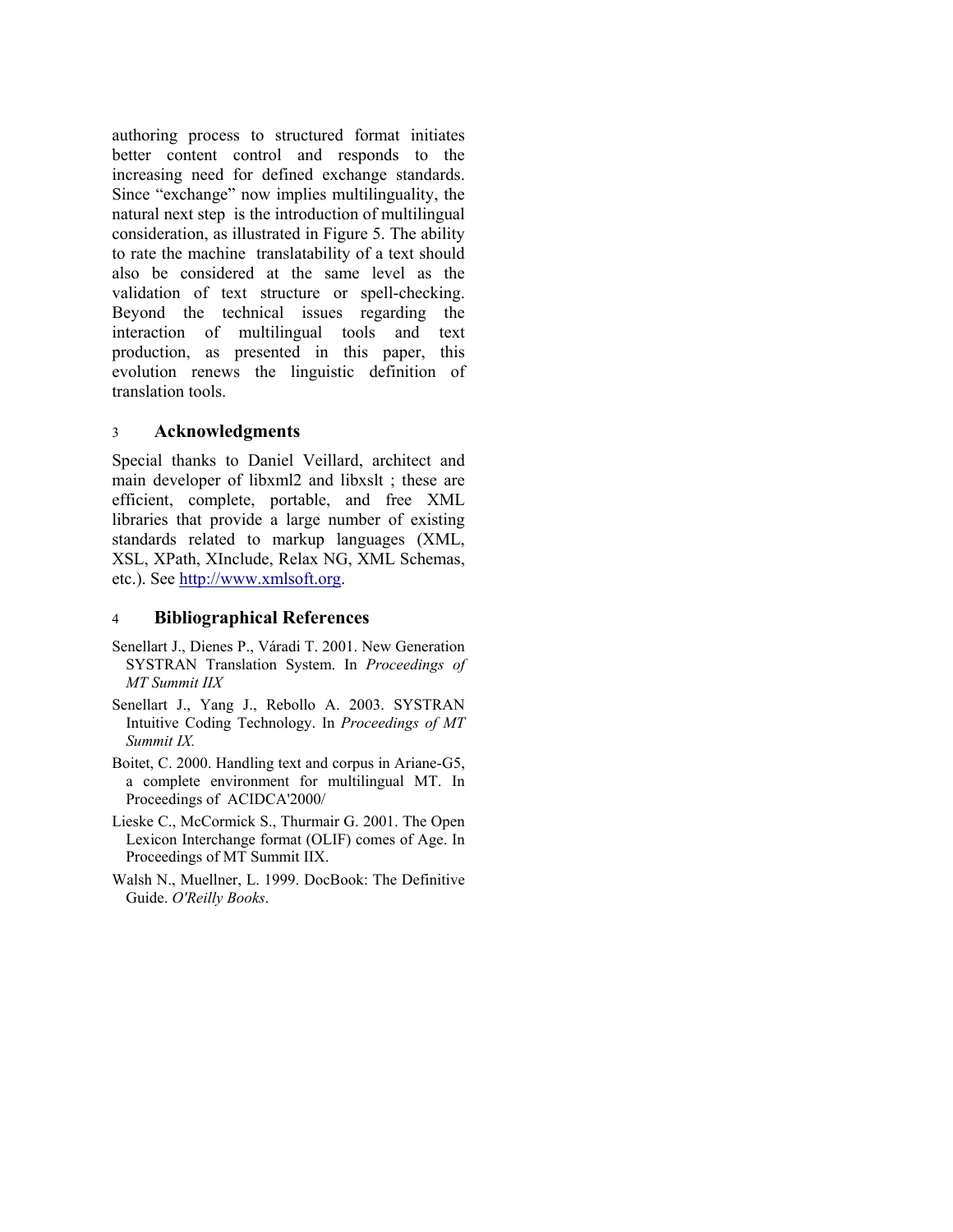authoring process to structured format initiates better content control and responds to the increasing need for defined exchange standards. Since “exchange” now implies multilinguality, the natural next step is the introduction of multilingual consideration, as illustrated in Figure 5. The ability to rate the machine translatability of a text should also be considered at the same level as the validation of text structure or spell-checking. Beyond the technical issues regarding the interaction of multilingual tools and text production, as presented in this paper, this evolution renews the linguistic definition of translation tools.

## 3 Acknowledgments

Special thanks to Daniel Veillard, architect and main developer of libxml2 and libxslt ; these are efficient, complete, portable, and free XML libraries that provide a large number of existing standards related to markup languages (XML, XSL, XPath, XInclude, Relax NG, XML Schemas, etc.). See http://www.xmlsoft.org.

## 4 Bibliographical References

Senellart J., Dienes P., Váradi T. 2001. New Generation SYSTRAN Translation System. In *Proceedings of MT Summit IIX*

Senellart J., Yang J., Rebollo A. 2003. SYSTRAN Intuitive Coding Technology. In *Proceedings of MT Summit IX.*

Boitet, C. 2000. Handling text and corpus in Ariane-G5, a complete environment for multilingual MT. In Proceedings of ACIDCA'2000/

Lieske C., McCormick S., Thurmair G. 2001. The Open Lexicon Interchange format (OLIF) comes of Age. In Proceedings of MT Summit IIX.

Walsh N., Muellner, L. 1999. DocBook: The Definitive Guide. *O'Reilly Books*.